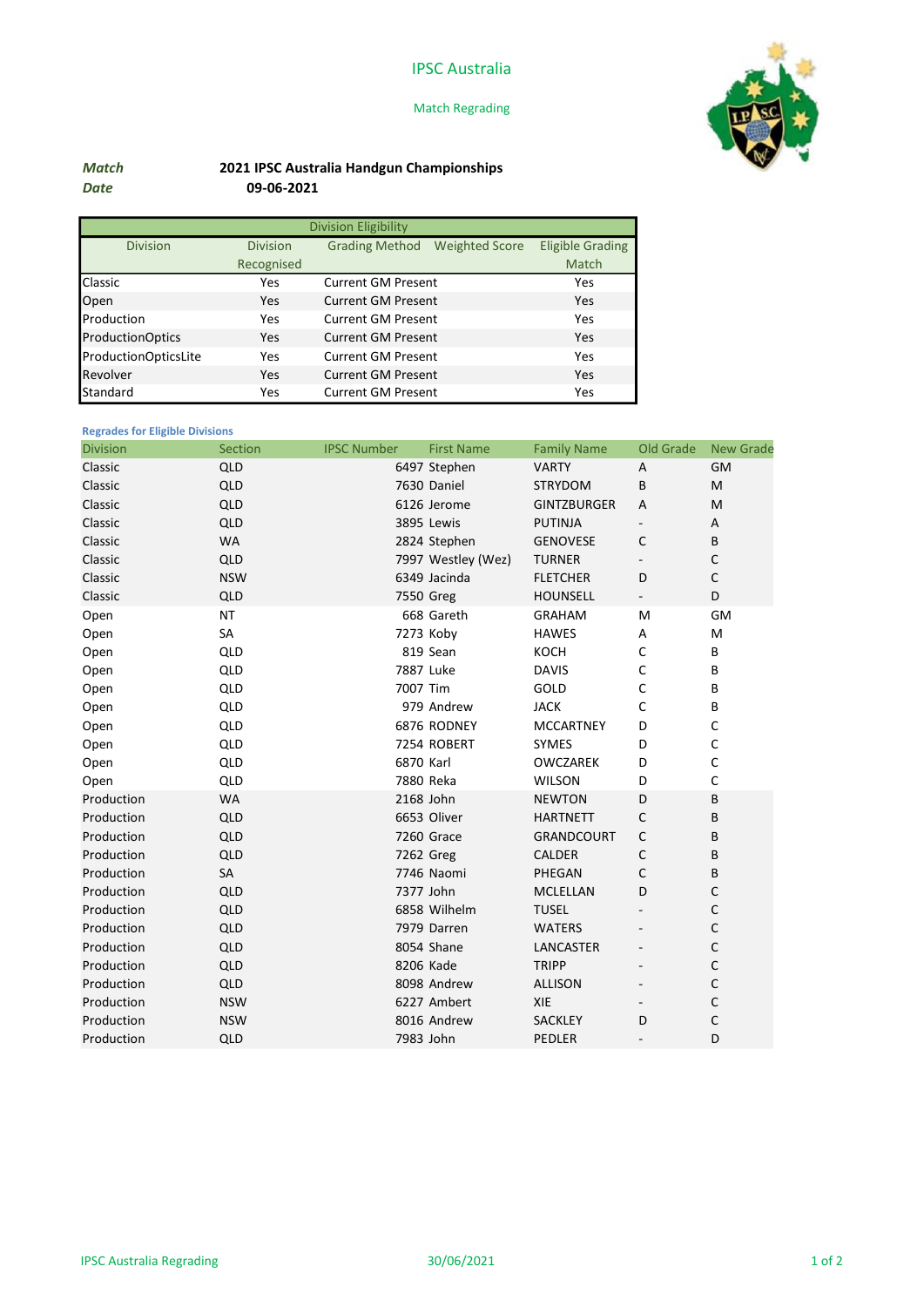# IPSC Australia

## Match Regrading

***Match*** **2021 IPSC Australia Handgun Championships**

***Date*** **09-06-2021**

| Division Eligibility | | | | |
|---|---|---|---|---|
| Division | Division Recognised | Grading Method | Weighted Score | Eligible Grading Match |
| Classic | Yes | Current GM Present | | Yes |
| Open | Yes | Current GM Present | | Yes |
| Production | Yes | Current GM Present | | Yes |
| ProductionOptics | Yes | Current GM Present | | Yes |
| ProductionOpticsLite | Yes | Current GM Present | | Yes |
| Revolver | Yes | Current GM Present | | Yes |
| Standard | Yes | Current GM Present | | Yes |

**Regrades for Eligible Divisions**

| Division | Section | IPSC Number | First Name | Family Name | Old Grade | New Grade |
|---|---|---|---|---|---|---|
| Classic | QLD | 6497 | Stephen | VARTY | A | GM |
| Classic | QLD | 7630 | Daniel | STRYDOM | B | M |
| Classic | QLD | 6126 | Jerome | GINTZBURGER | A | M |
| Classic | QLD | 3895 | Lewis | PUTINJA | - | A |
| Classic | WA | 2824 | Stephen | GENOVESE | C | B |
| Classic | QLD | 7997 | Westley (Wez) | TURNER | - | C |
| Classic | NSW | 6349 | Jacinda | FLETCHER | D | C |
| Classic | QLD | 7550 | Greg | HOUNSELL | - | D |
| Open | NT | 668 | Gareth | GRAHAM | M | GM |
| Open | SA | 7273 | Koby | HAWES | A | M |
| Open | QLD | 819 | Sean | KOCH | C | B |
| Open | QLD | 7887 | Luke | DAVIS | C | B |
| Open | QLD | 7007 | Tim | GOLD | C | B |
| Open | QLD | 979 | Andrew | JACK | C | B |
| Open | QLD | 6876 | RODNEY | MCCARTNEY | D | C |
| Open | QLD | 7254 | ROBERT | SYMES | D | C |
| Open | QLD | 6870 | Karl | OWCZAREK | D | C |
| Open | QLD | 7880 | Reka | WILSON | D | C |
| Production | WA | 2168 | John | NEWTON | D | B |
| Production | QLD | 6653 | Oliver | HARTNETT | C | B |
| Production | QLD | 7260 | Grace | GRANDCOURT | C | B |
| Production | QLD | 7262 | Greg | CALDER | C | B |
| Production | SA | 7746 | Naomi | PHEGAN | C | B |
| Production | QLD | 7377 | John | MCLELLAN | D | C |
| Production | QLD | 6858 | Wilhelm | TUSEL | - | C |
| Production | QLD | 7979 | Darren | WATERS | - | C |
| Production | QLD | 8054 | Shane | LANCASTER | - | C |
| Production | QLD | 8206 | Kade | TRIPP | - | C |
| Production | QLD | 8098 | Andrew | ALLISON | - | C |
| Production | NSW | 6227 | Ambert | XIE | - | C |
| Production | NSW | 8016 | Andrew | SACKLEY | D | C |
| Production | QLD | 7983 | John | PEDLER | - | D |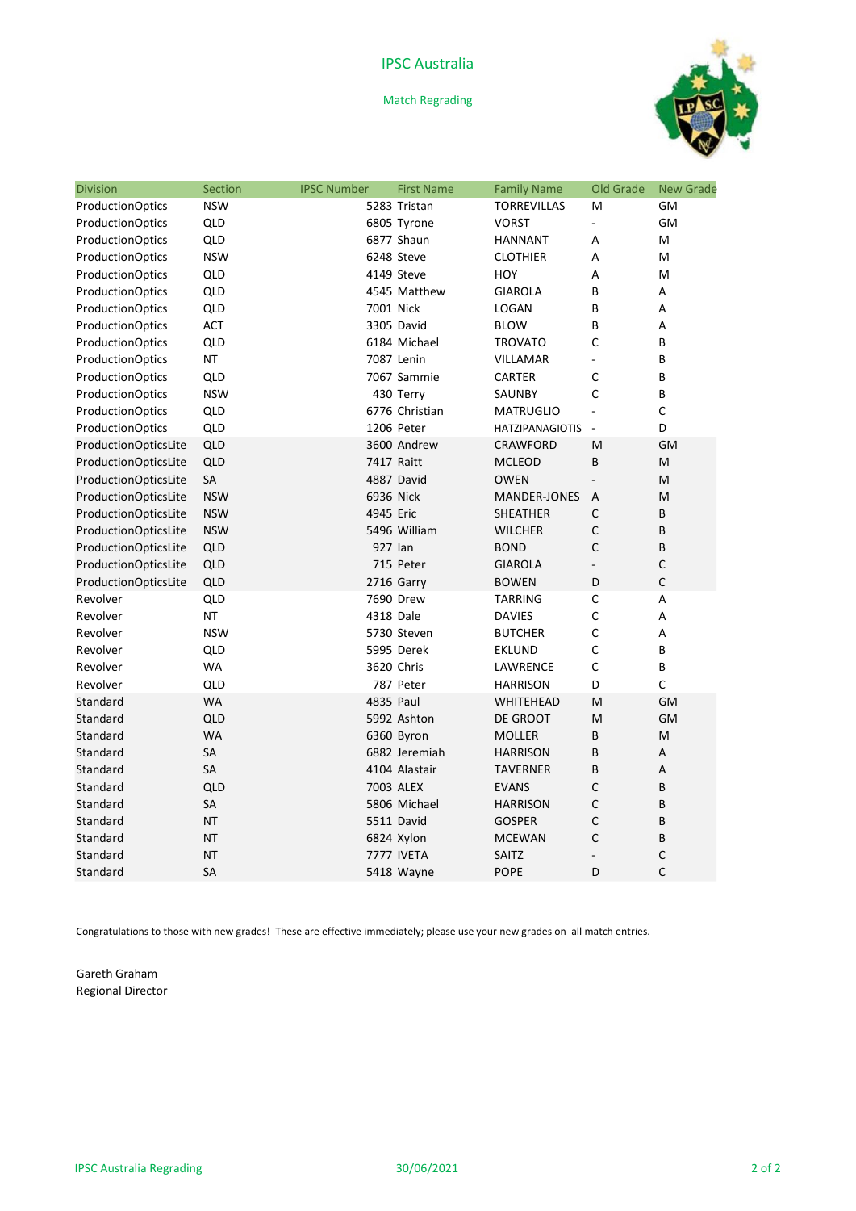# IPSC Australia

Match Regrading

| Division | Section | IPSC Number | First Name | Family Name | Old Grade | New Grade |
|---|---|---|---|---|---|---|
| ProductionOptics | NSW | 5283 | Tristan | TORREVILLAS | M | GM |
| ProductionOptics | QLD | 6805 | Tyrone | VORST | - | GM |
| ProductionOptics | QLD | 6877 | Shaun | HANNANT | A | M |
| ProductionOptics | NSW | 6248 | Steve | CLOTHIER | A | M |
| ProductionOptics | QLD | 4149 | Steve | HOY | A | M |
| ProductionOptics | QLD | 4545 | Matthew | GIAROLA | B | A |
| ProductionOptics | QLD | 7001 | Nick | LOGAN | B | A |
| ProductionOptics | ACT | 3305 | David | BLOW | B | A |
| ProductionOptics | QLD | 6184 | Michael | TROVATO | C | B |
| ProductionOptics | NT | 7087 | Lenin | VILLAMAR | - | B |
| ProductionOptics | QLD | 7067 | Sammie | CARTER | C | B |
| ProductionOptics | NSW | 430 | Terry | SAUNBY | C | B |
| ProductionOptics | QLD | 6776 | Christian | MATRUGLIO | - | C |
| ProductionOptics | QLD | 1206 | Peter | HATZIPANAGIOTIS | - | D |
| ProductionOpticsLite | QLD | 3600 | Andrew | CRAWFORD | M | GM |
| ProductionOpticsLite | QLD | 7417 | Raitt | MCLEOD | B | M |
| ProductionOpticsLite | SA | 4887 | David | OWEN | - | M |
| ProductionOpticsLite | NSW | 6936 | Nick | MANDER-JONES | A | M |
| ProductionOpticsLite | NSW | 4945 | Eric | SHEATHER | C | B |
| ProductionOpticsLite | NSW | 5496 | William | WILCHER | C | B |
| ProductionOpticsLite | QLD | 927 | Ian | BOND | C | B |
| ProductionOpticsLite | QLD | 715 | Peter | GIAROLA | - | C |
| ProductionOpticsLite | QLD | 2716 | Garry | BOWEN | D | C |
| Revolver | QLD | 7690 | Drew | TARRING | C | A |
| Revolver | NT | 4318 | Dale | DAVIES | C | A |
| Revolver | NSW | 5730 | Steven | BUTCHER | C | A |
| Revolver | QLD | 5995 | Derek | EKLUND | C | B |
| Revolver | WA | 3620 | Chris | LAWRENCE | C | B |
| Revolver | QLD | 787 | Peter | HARRISON | D | C |
| Standard | WA | 4835 | Paul | WHITEHEAD | M | GM |
| Standard | QLD | 5992 | Ashton | DE GROOT | M | GM |
| Standard | WA | 6360 | Byron | MOLLER | B | M |
| Standard | SA | 6882 | Jeremiah | HARRISON | B | A |
| Standard | SA | 4104 | Alastair | TAVERNER | B | A |
| Standard | QLD | 7003 | ALEX | EVANS | C | B |
| Standard | SA | 5806 | Michael | HARRISON | C | B |
| Standard | NT | 5511 | David | GOSPER | C | B |
| Standard | NT | 6824 | Xylon | MCEWAN | C | B |
| Standard | NT | 7777 | IVETA | SAITZ | - | C |
| Standard | SA | 5418 | Wayne | POPE | D | C |

Congratulations to those with new grades! These are effective immediately; please use your new grades on all match entries.

Gareth Graham
Regional Director